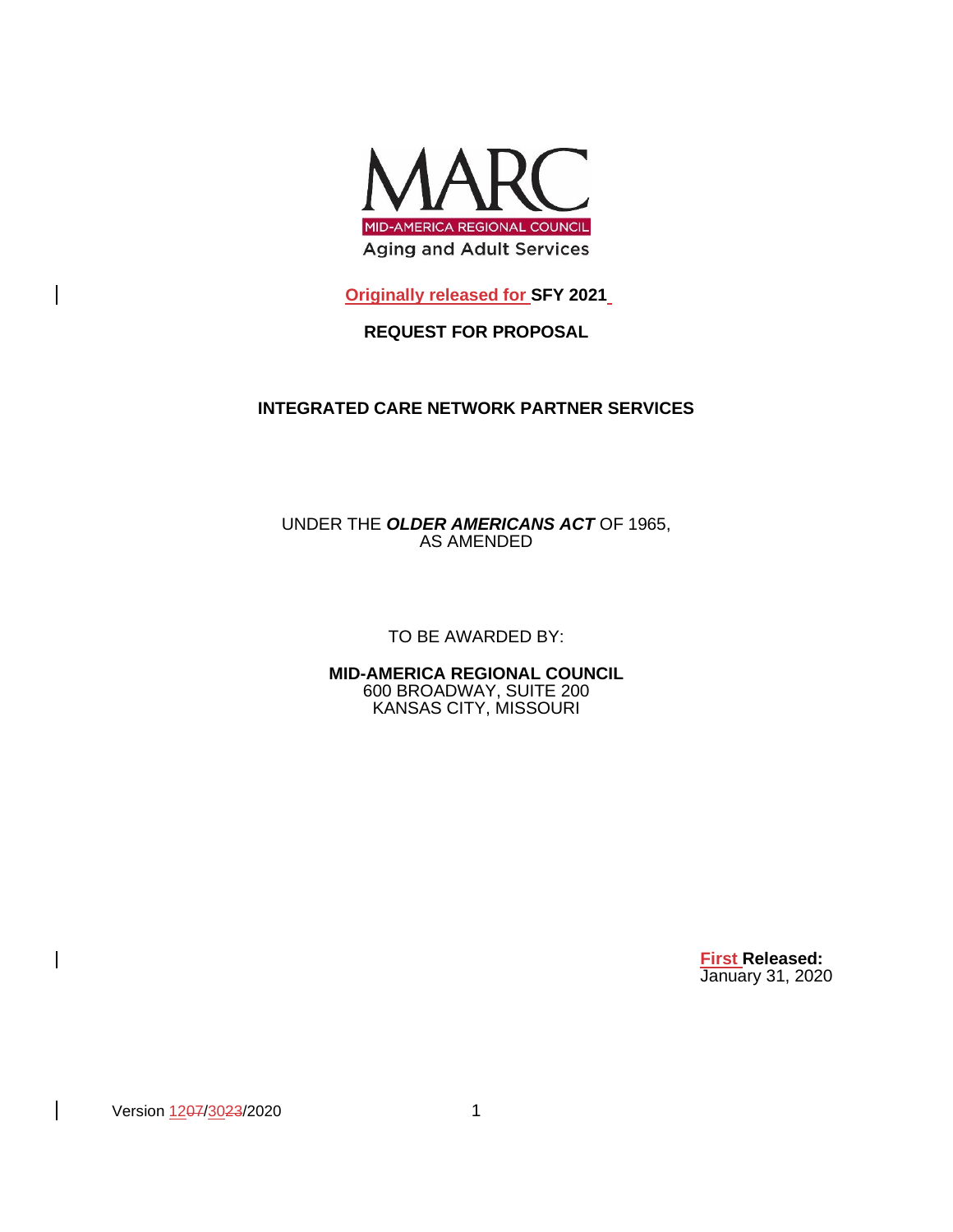MARC

MID-AMERICA REGIONAL COUNCIL

Aging and Adult Services

**Originally released for SFY 2021**

**REQUEST FOR PROPOSAL**

**INTEGRATED CARE NETWORK PARTNER SERVICES**

UNDER THE ***OLDER AMERICANS ACT*** OF 1965,
AS AMENDED

TO BE AWARDED BY:

**MID-AMERICA REGIONAL COUNCIL**
600 BROADWAY, SUITE 200
KANSAS CITY, MISSOURI

**First Released:**
January 31, 2020

Version 1207/3023/2020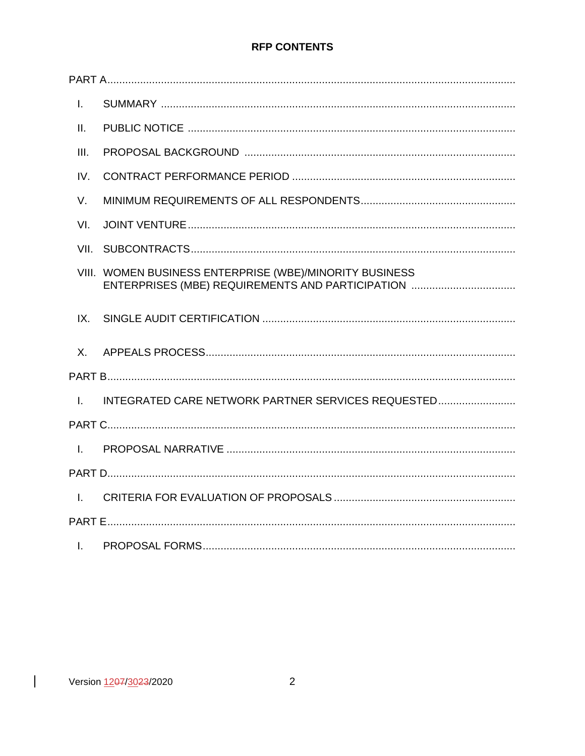# RFP CONTENTS

PART A

- I. SUMMARY
- II. PUBLIC NOTICE
- III. PROPOSAL BACKGROUND
- IV. CONTRACT PERFORMANCE PERIOD
- V. MINIMUM REQUIREMENTS OF ALL RESPONDENTS
- VI. JOINT VENTURE
- VII. SUBCONTRACTS
- VIII. WOMEN BUSINESS ENTERPRISE (WBE)/MINORITY BUSINESS ENTERPRISES (MBE) REQUIREMENTS AND PARTICIPATION
- IX. SINGLE AUDIT CERTIFICATION
- X. APPEALS PROCESS

PART B

- I. INTEGRATED CARE NETWORK PARTNER SERVICES REQUESTED

PART C

- I. PROPOSAL NARRATIVE

PART D

- I. CRITERIA FOR EVALUATION OF PROPOSALS

PART E

- I. PROPOSAL FORMS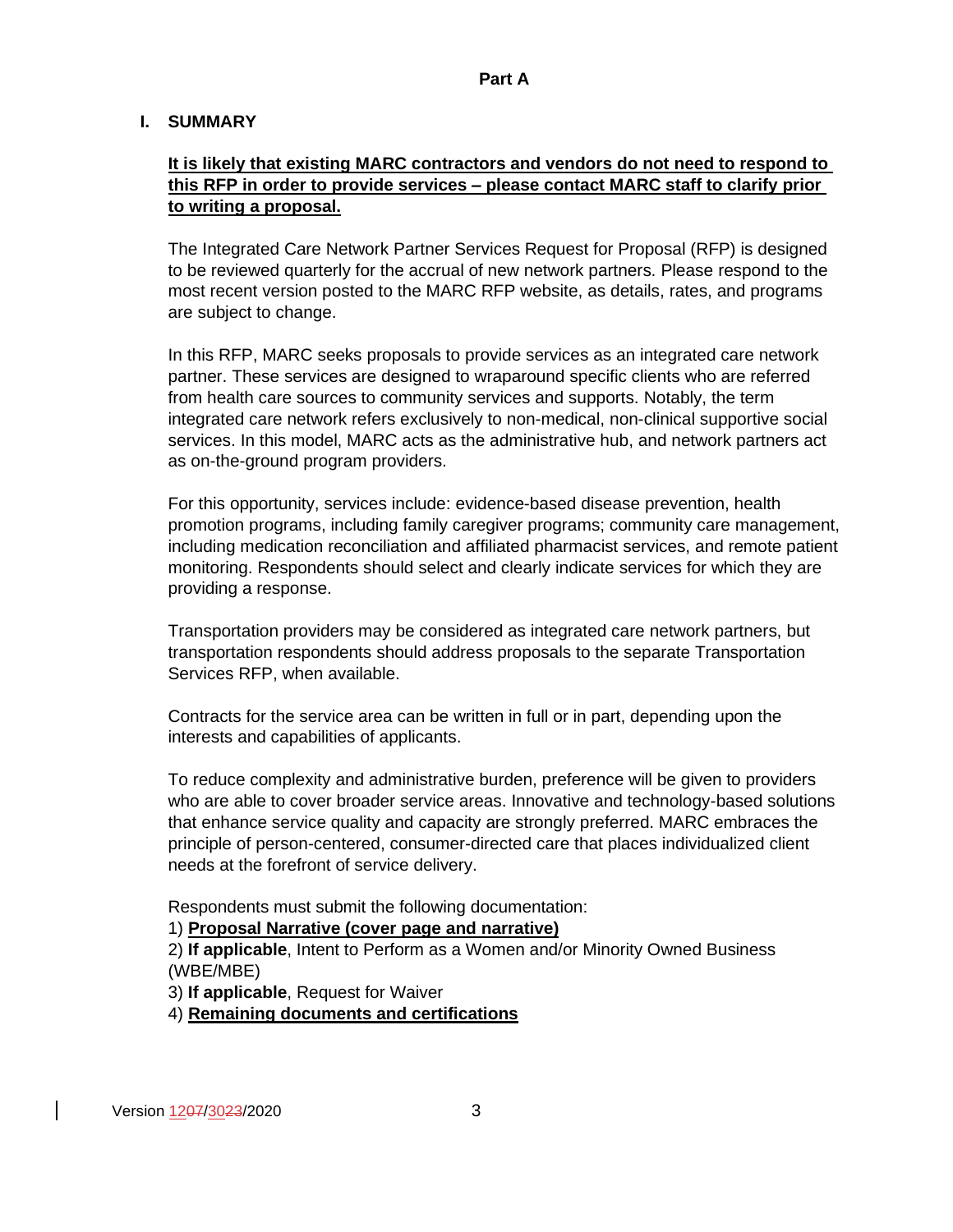Part A

## I. SUMMARY

**It is likely that existing MARC contractors and vendors do not need to respond to this RFP in order to provide services – please contact MARC staff to clarify prior to writing a proposal.**

The Integrated Care Network Partner Services Request for Proposal (RFP) is designed to be reviewed quarterly for the accrual of new network partners. Please respond to the most recent version posted to the MARC RFP website, as details, rates, and programs are subject to change.

In this RFP, MARC seeks proposals to provide services as an integrated care network partner. These services are designed to wraparound specific clients who are referred from health care sources to community services and supports. Notably, the term integrated care network refers exclusively to non-medical, non-clinical supportive social services. In this model, MARC acts as the administrative hub, and network partners act as on-the-ground program providers.

For this opportunity, services include: evidence-based disease prevention, health promotion programs, including family caregiver programs; community care management, including medication reconciliation and affiliated pharmacist services, and remote patient monitoring. Respondents should select and clearly indicate services for which they are providing a response.

Transportation providers may be considered as integrated care network partners, but transportation respondents should address proposals to the separate Transportation Services RFP, when available.

Contracts for the service area can be written in full or in part, depending upon the interests and capabilities of applicants.

To reduce complexity and administrative burden, preference will be given to providers who are able to cover broader service areas. Innovative and technology-based solutions that enhance service quality and capacity are strongly preferred. MARC embraces the principle of person-centered, consumer-directed care that places individualized client needs at the forefront of service delivery.

Respondents must submit the following documentation:

1) **Proposal Narrative (cover page and narrative)**
2) **If applicable**, Intent to Perform as a Women and/or Minority Owned Business (WBE/MBE)
3) **If applicable**, Request for Waiver
4) **Remaining documents and certifications**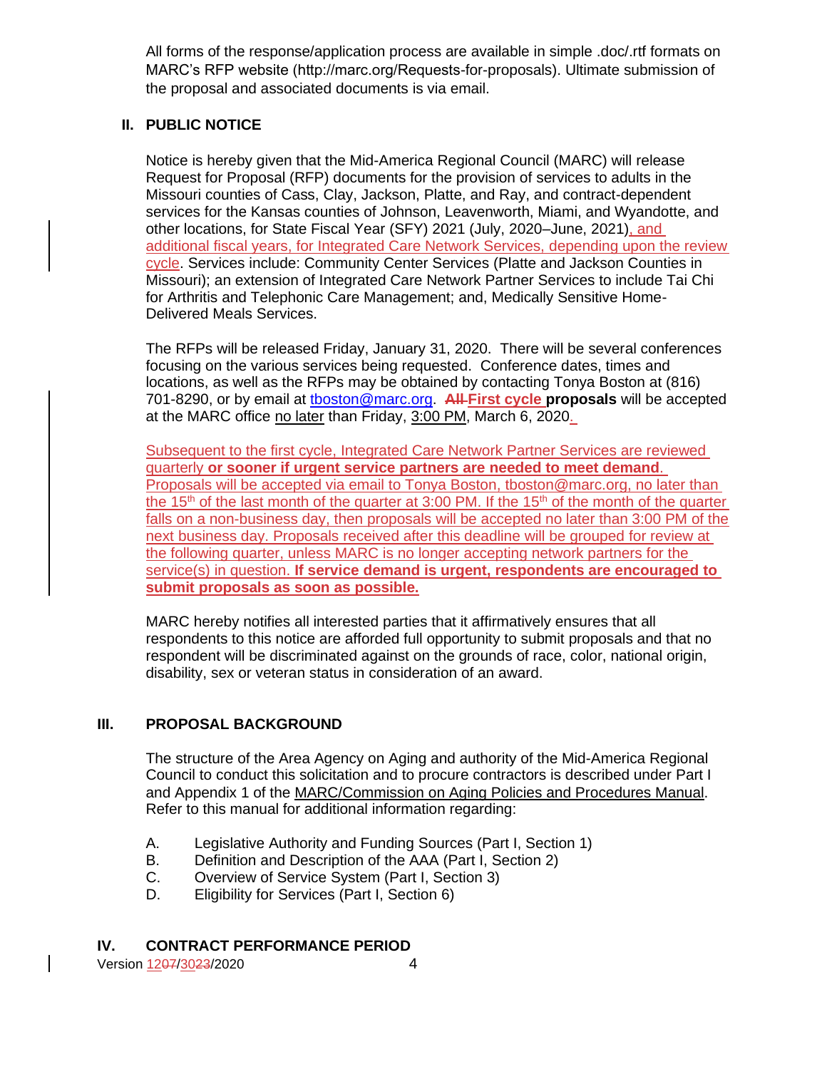All forms of the response/application process are available in simple .doc/.rtf formats on MARC's RFP website (http://marc.org/Requests-for-proposals). Ultimate submission of the proposal and associated documents is via email.

## II. PUBLIC NOTICE

Notice is hereby given that the Mid-America Regional Council (MARC) will release Request for Proposal (RFP) documents for the provision of services to adults in the Missouri counties of Cass, Clay, Jackson, Platte, and Ray, and contract-dependent services for the Kansas counties of Johnson, Leavenworth, Miami, and Wyandotte, and other locations, for State Fiscal Year (SFY) 2021 (July, 2020–June, 2021), and additional fiscal years, for Integrated Care Network Services, depending upon the review cycle. Services include: Community Center Services (Platte and Jackson Counties in Missouri); an extension of Integrated Care Network Partner Services to include Tai Chi for Arthritis and Telephonic Care Management; and, Medically Sensitive Home-Delivered Meals Services.

The RFPs will be released Friday, January 31, 2020. There will be several conferences focusing on the various services being requested. Conference dates, times and locations, as well as the RFPs may be obtained by contacting Tonya Boston at (816) 701-8290, or by email at tboston@marc.org. ~~**All**~~ **First cycle proposals** will be accepted at the MARC office no later than Friday, 3:00 PM, March 6, 2020.

Subsequent to the first cycle, Integrated Care Network Partner Services are reviewed quarterly **or sooner if urgent service partners are needed to meet demand**. Proposals will be accepted via email to Tonya Boston, tboston@marc.org, no later than the 15th of the last month of the quarter at 3:00 PM. If the 15th of the month of the quarter falls on a non-business day, then proposals will be accepted no later than 3:00 PM of the next business day. Proposals received after this deadline will be grouped for review at the following quarter, unless MARC is no longer accepting network partners for the service(s) in question. **If service demand is urgent, respondents are encouraged to submit proposals as soon as possible.**

MARC hereby notifies all interested parties that it affirmatively ensures that all respondents to this notice are afforded full opportunity to submit proposals and that no respondent will be discriminated against on the grounds of race, color, national origin, disability, sex or veteran status in consideration of an award.

## III. PROPOSAL BACKGROUND

The structure of the Area Agency on Aging and authority of the Mid-America Regional Council to conduct this solicitation and to procure contractors is described under Part I and Appendix 1 of the MARC/Commission on Aging Policies and Procedures Manual. Refer to this manual for additional information regarding:

A. Legislative Authority and Funding Sources (Part I, Section 1)
B. Definition and Description of the AAA (Part I, Section 2)
C. Overview of Service System (Part I, Section 3)
D. Eligibility for Services (Part I, Section 6)

## IV. CONTRACT PERFORMANCE PERIOD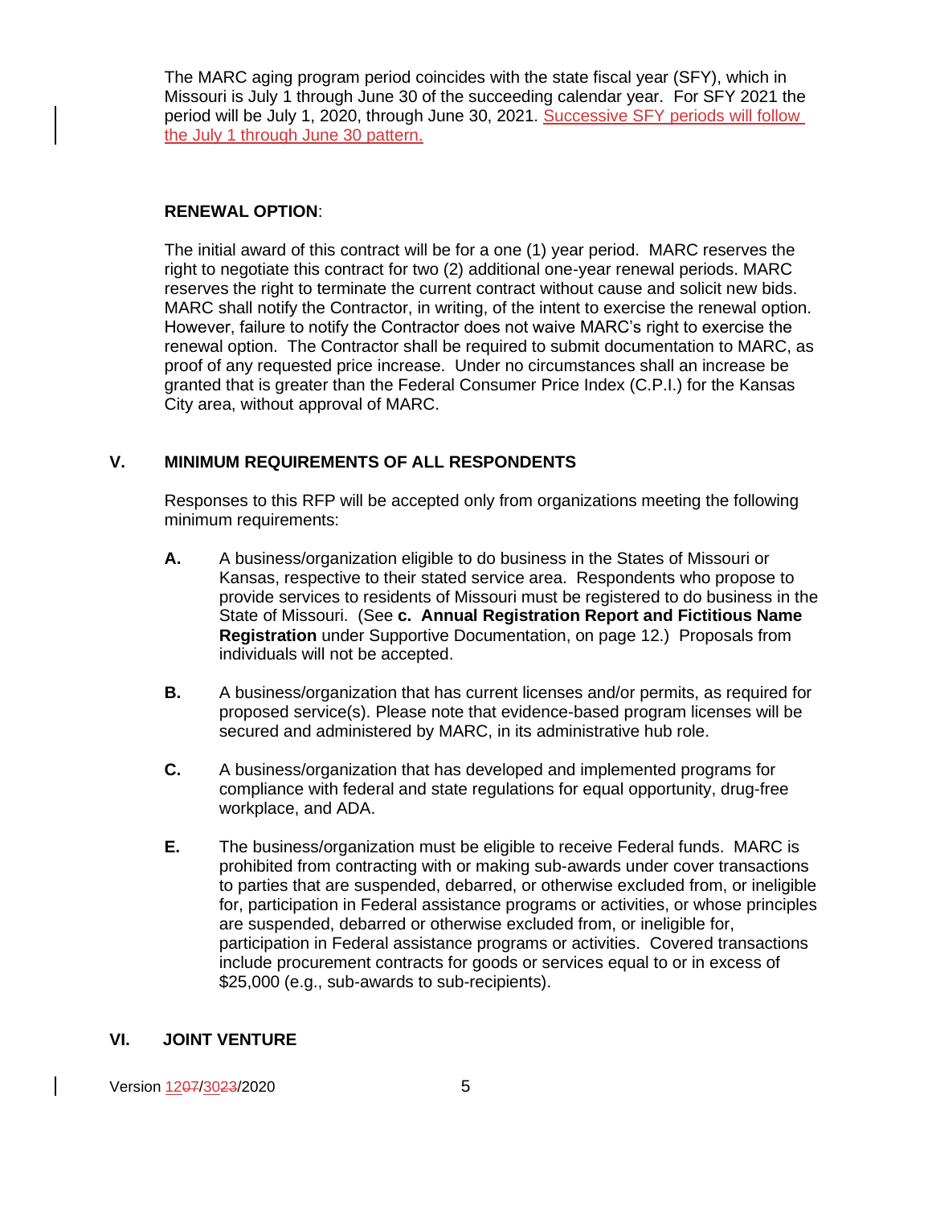The MARC aging program period coincides with the state fiscal year (SFY), which in Missouri is July 1 through June 30 of the succeeding calendar year. For SFY 2021 the period will be July 1, 2020, through June 30, 2021. Successive SFY periods will follow the July 1 through June 30 pattern.

**RENEWAL OPTION**:

The initial award of this contract will be for a one (1) year period. MARC reserves the right to negotiate this contract for two (2) additional one-year renewal periods. MARC reserves the right to terminate the current contract without cause and solicit new bids. MARC shall notify the Contractor, in writing, of the intent to exercise the renewal option. However, failure to notify the Contractor does not waive MARC's right to exercise the renewal option. The Contractor shall be required to submit documentation to MARC, as proof of any requested price increase. Under no circumstances shall an increase be granted that is greater than the Federal Consumer Price Index (C.P.I.) for the Kansas City area, without approval of MARC.

## V. MINIMUM REQUIREMENTS OF ALL RESPONDENTS

Responses to this RFP will be accepted only from organizations meeting the following minimum requirements:

**A.** A business/organization eligible to do business in the States of Missouri or Kansas, respective to their stated service area. Respondents who propose to provide services to residents of Missouri must be registered to do business in the State of Missouri. (See **c. Annual Registration Report and Fictitious Name Registration** under Supportive Documentation, on page 12.) Proposals from individuals will not be accepted.

**B.** A business/organization that has current licenses and/or permits, as required for proposed service(s). Please note that evidence-based program licenses will be secured and administered by MARC, in its administrative hub role.

**C.** A business/organization that has developed and implemented programs for compliance with federal and state regulations for equal opportunity, drug-free workplace, and ADA.

**E.** The business/organization must be eligible to receive Federal funds. MARC is prohibited from contracting with or making sub-awards under cover transactions to parties that are suspended, debarred, or otherwise excluded from, or ineligible for, participation in Federal assistance programs or activities, or whose principles are suspended, debarred or otherwise excluded from, or ineligible for, participation in Federal assistance programs or activities. Covered transactions include procurement contracts for goods or services equal to or in excess of $25,000 (e.g., sub-awards to sub-recipients).

## VI. JOINT VENTURE

Version 12/30/2020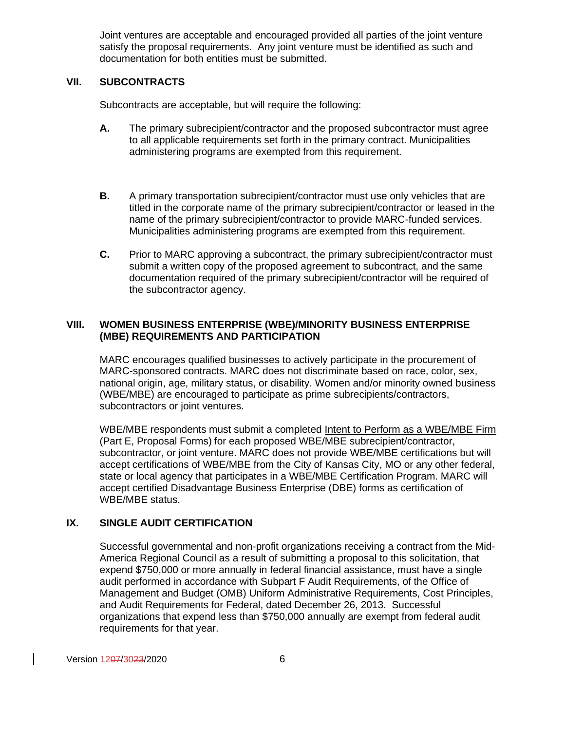Joint ventures are acceptable and encouraged provided all parties of the joint venture satisfy the proposal requirements. Any joint venture must be identified as such and documentation for both entities must be submitted.

## VII. SUBCONTRACTS

Subcontracts are acceptable, but will require the following:

**A.** The primary subrecipient/contractor and the proposed subcontractor must agree to all applicable requirements set forth in the primary contract. Municipalities administering programs are exempted from this requirement.

**B.** A primary transportation subrecipient/contractor must use only vehicles that are titled in the corporate name of the primary subrecipient/contractor or leased in the name of the primary subrecipient/contractor to provide MARC-funded services. Municipalities administering programs are exempted from this requirement.

**C.** Prior to MARC approving a subcontract, the primary subrecipient/contractor must submit a written copy of the proposed agreement to subcontract, and the same documentation required of the primary subrecipient/contractor will be required of the subcontractor agency.

## VIII. WOMEN BUSINESS ENTERPRISE (WBE)/MINORITY BUSINESS ENTERPRISE (MBE) REQUIREMENTS AND PARTICIPATION

MARC encourages qualified businesses to actively participate in the procurement of MARC-sponsored contracts. MARC does not discriminate based on race, color, sex, national origin, age, military status, or disability. Women and/or minority owned business (WBE/MBE) are encouraged to participate as prime subrecipients/contractors, subcontractors or joint ventures.

WBE/MBE respondents must submit a completed Intent to Perform as a WBE/MBE Firm (Part E, Proposal Forms) for each proposed WBE/MBE subrecipient/contractor, subcontractor, or joint venture. MARC does not provide WBE/MBE certifications but will accept certifications of WBE/MBE from the City of Kansas City, MO or any other federal, state or local agency that participates in a WBE/MBE Certification Program. MARC will accept certified Disadvantage Business Enterprise (DBE) forms as certification of WBE/MBE status.

## IX. SINGLE AUDIT CERTIFICATION

Successful governmental and non-profit organizations receiving a contract from the Mid-America Regional Council as a result of submitting a proposal to this solicitation, that expend $750,000 or more annually in federal financial assistance, must have a single audit performed in accordance with Subpart F Audit Requirements, of the Office of Management and Budget (OMB) Uniform Administrative Requirements, Cost Principles, and Audit Requirements for Federal, dated December 26, 2013. Successful organizations that expend less than $750,000 annually are exempt from federal audit requirements for that year.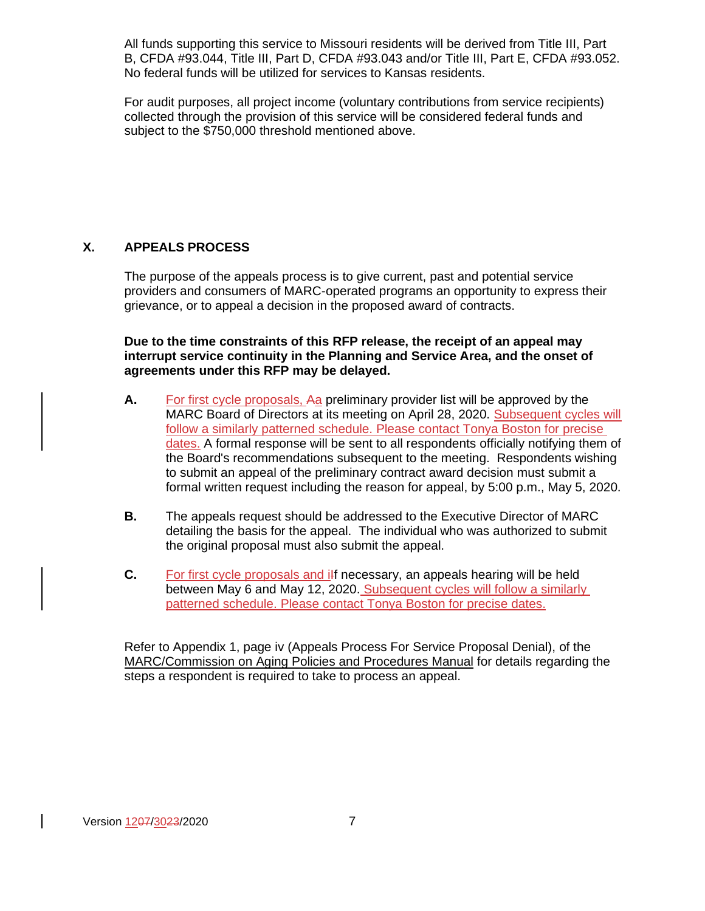All funds supporting this service to Missouri residents will be derived from Title III, Part B, CFDA #93.044, Title III, Part D, CFDA #93.043 and/or Title III, Part E, CFDA #93.052. No federal funds will be utilized for services to Kansas residents.

For audit purposes, all project income (voluntary contributions from service recipients) collected through the provision of this service will be considered federal funds and subject to the $750,000 threshold mentioned above.

## X. APPEALS PROCESS

The purpose of the appeals process is to give current, past and potential service providers and consumers of MARC-operated programs an opportunity to express their grievance, or to appeal a decision in the proposed award of contracts.

**Due to the time constraints of this RFP release, the receipt of an appeal may interrupt service continuity in the Planning and Service Area, and the onset of agreements under this RFP may be delayed.**

**A.** For first cycle proposals, a preliminary provider list will be approved by the MARC Board of Directors at its meeting on April 28, 2020. Subsequent cycles will follow a similarly patterned schedule. Please contact Tonya Boston for precise dates. A formal response will be sent to all respondents officially notifying them of the Board's recommendations subsequent to the meeting. Respondents wishing to submit an appeal of the preliminary contract award decision must submit a formal written request including the reason for appeal, by 5:00 p.m., May 5, 2020.

**B.** The appeals request should be addressed to the Executive Director of MARC detailing the basis for the appeal. The individual who was authorized to submit the original proposal must also submit the appeal.

**C.** For first cycle proposals and if necessary, an appeals hearing will be held between May 6 and May 12, 2020. Subsequent cycles will follow a similarly patterned schedule. Please contact Tonya Boston for precise dates.

Refer to Appendix 1, page iv (Appeals Process For Service Proposal Denial), of the MARC/Commission on Aging Policies and Procedures Manual for details regarding the steps a respondent is required to take to process an appeal.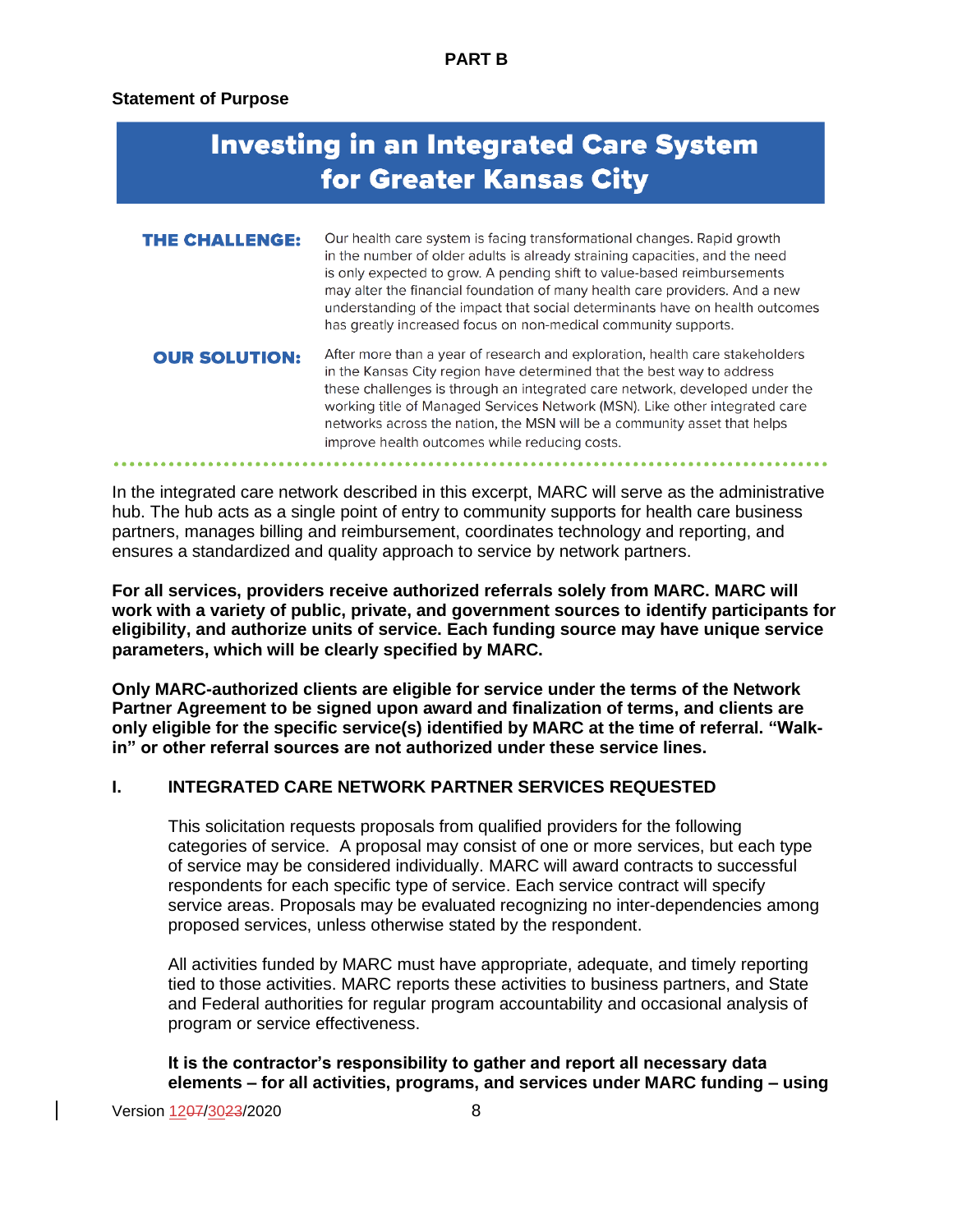**PART B**

**Statement of Purpose**

# Investing in an Integrated Care System for Greater Kansas City

**THE CHALLENGE:** Our health care system is facing transformational changes. Rapid growth in the number of older adults is already straining capacities, and the need is only expected to grow. A pending shift to value-based reimbursements may alter the financial foundation of many health care providers. And a new understanding of the impact that social determinants have on health outcomes has greatly increased focus on non-medical community supports.

**OUR SOLUTION:** After more than a year of research and exploration, health care stakeholders in the Kansas City region have determined that the best way to address these challenges is through an integrated care network, developed under the working title of Managed Services Network (MSN). Like other integrated care networks across the nation, the MSN will be a community asset that helps improve health outcomes while reducing costs.

In the integrated care network described in this excerpt, MARC will serve as the administrative hub. The hub acts as a single point of entry to community supports for health care business partners, manages billing and reimbursement, coordinates technology and reporting, and ensures a standardized and quality approach to service by network partners.

**For all services, providers receive authorized referrals solely from MARC. MARC will work with a variety of public, private, and government sources to identify participants for eligibility, and authorize units of service. Each funding source may have unique service parameters, which will be clearly specified by MARC.**

**Only MARC-authorized clients are eligible for service under the terms of the Network Partner Agreement to be signed upon award and finalization of terms, and clients are only eligible for the specific service(s) identified by MARC at the time of referral. "Walk-in" or other referral sources are not authorized under these service lines.**

## I. INTEGRATED CARE NETWORK PARTNER SERVICES REQUESTED

This solicitation requests proposals from qualified providers for the following categories of service. A proposal may consist of one or more services, but each type of service may be considered individually. MARC will award contracts to successful respondents for each specific type of service. Each service contract will specify service areas. Proposals may be evaluated recognizing no inter-dependencies among proposed services, unless otherwise stated by the respondent.

All activities funded by MARC must have appropriate, adequate, and timely reporting tied to those activities. MARC reports these activities to business partners, and State and Federal authorities for regular program accountability and occasional analysis of program or service effectiveness.

**It is the contractor's responsibility to gather and report all necessary data elements – for all activities, programs, and services under MARC funding – using**

Version ~~12~~07/~~30~~23/2020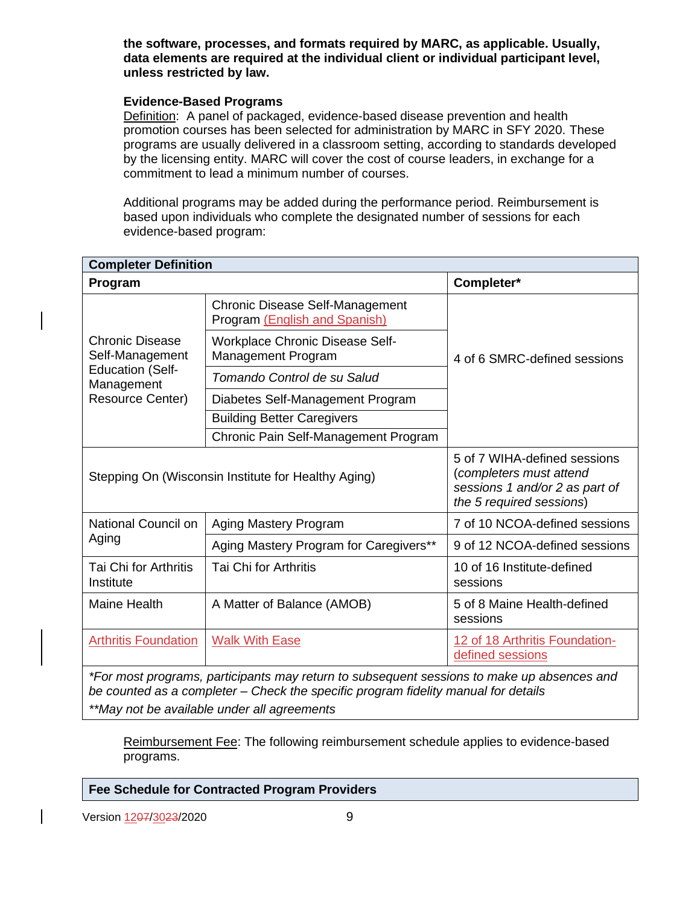**the software, processes, and formats required by MARC, as applicable. Usually, data elements are required at the individual client or individual participant level, unless restricted by law.**

**Evidence-Based Programs**

Definition: A panel of packaged, evidence-based disease prevention and health promotion courses has been selected for administration by MARC in SFY 2020. These programs are usually delivered in a classroom setting, according to standards developed by the licensing entity. MARC will cover the cost of course leaders, in exchange for a commitment to lead a minimum number of courses.

Additional programs may be added during the performance period. Reimbursement is based upon individuals who complete the designated number of sessions for each evidence-based program:

| **Completer Definition** | | |
|---|---|---|
| **Program** | | **Completer*** |
| Chronic Disease Self-Management Education (Self-Management Resource Center) | Chronic Disease Self-Management Program (English and Spanish) | 4 of 6 SMRC-defined sessions |
| | Workplace Chronic Disease Self-Management Program | |
| | *Tomando Control de su Salud* | |
| | Diabetes Self-Management Program | |
| | Building Better Caregivers | |
| | Chronic Pain Self-Management Program | |
| Stepping On (Wisconsin Institute for Healthy Aging) | | 5 of 7 WIHA-defined sessions (*completers must attend sessions 1 and/or 2 as part of the 5 required sessions*) |
| National Council on Aging | Aging Mastery Program | 7 of 10 NCOA-defined sessions |
| | Aging Mastery Program for Caregivers** | 9 of 12 NCOA-defined sessions |
| Tai Chi for Arthritis Institute | Tai Chi for Arthritis | 10 of 16 Institute-defined sessions |
| Maine Health | A Matter of Balance (AMOB) | 5 of 8 Maine Health-defined sessions |
| Arthritis Foundation | Walk With Ease | 12 of 18 Arthritis Foundation-defined sessions |
| *\*For most programs, participants may return to subsequent sessions to make up absences and be counted as a completer – Check the specific program fidelity manual for details* | | |
| *\*\*May not be available under all agreements* | | |

Reimbursement Fee: The following reimbursement schedule applies to evidence-based programs.

| **Fee Schedule for Contracted Program Providers** |
|---|

Version 1207/3023/2020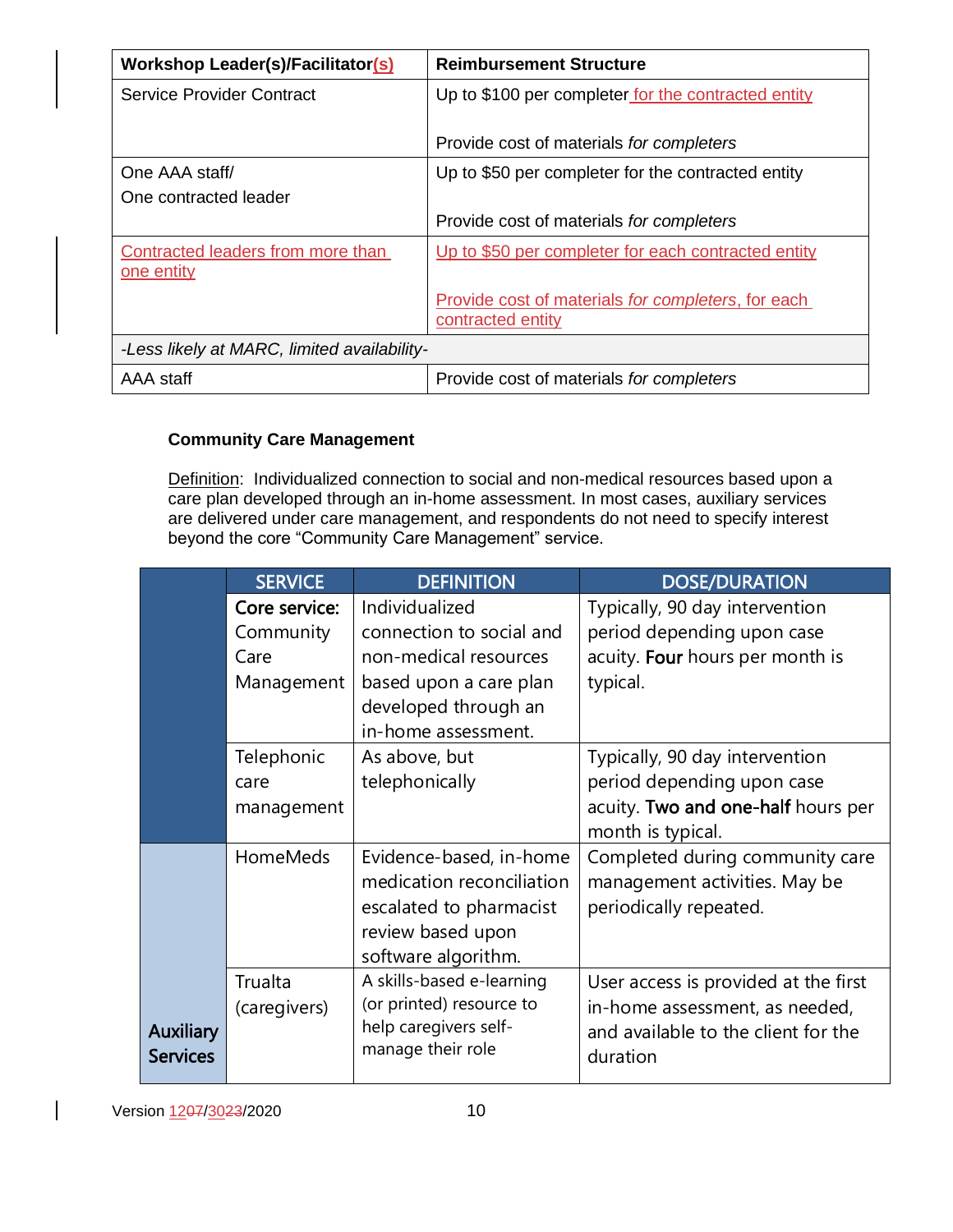| Workshop Leader(s)/Facilitator(s) | Reimbursement Structure |
|---|---|
| Service Provider Contract | Up to $100 per completer for the contracted entity<br><br>Provide cost of materials *for completers* |
| One AAA staff/<br>One contracted leader | Up to $50 per completer for the contracted entity<br><br>Provide cost of materials *for completers* |
| Contracted leaders from more than one entity | Up to $50 per completer for each contracted entity<br><br>Provide cost of materials *for completers*, for each contracted entity |
| *-Less likely at MARC, limited availability-* | |
| AAA staff | Provide cost of materials *for completers* |

**Community Care Management**

Definition: Individualized connection to social and non-medical resources based upon a care plan developed through an in-home assessment. In most cases, auxiliary services are delivered under care management, and respondents do not need to specify interest beyond the core "Community Care Management" service.

| | SERVICE | DEFINITION | DOSE/DURATION |
|---|---|---|---|
| | **Core service:** Community Care Management | Individualized connection to social and non-medical resources based upon a care plan developed through an in-home assessment. | Typically, 90 day intervention period depending upon case acuity. **Four** hours per month is typical. |
| | Telephonic care management | As above, but telephonically | Typically, 90 day intervention period depending upon case acuity. **Two and one-half** hours per month is typical. |
| **Auxiliary Services** | HomeMeds | Evidence-based, in-home medication reconciliation escalated to pharmacist review based upon software algorithm. | Completed during community care management activities. May be periodically repeated. |
| | Trualta (caregivers) | A skills-based e-learning (or printed) resource to help caregivers self-manage their role | User access is provided at the first in-home assessment, as needed, and available to the client for the duration |

Version 1207/3023/2020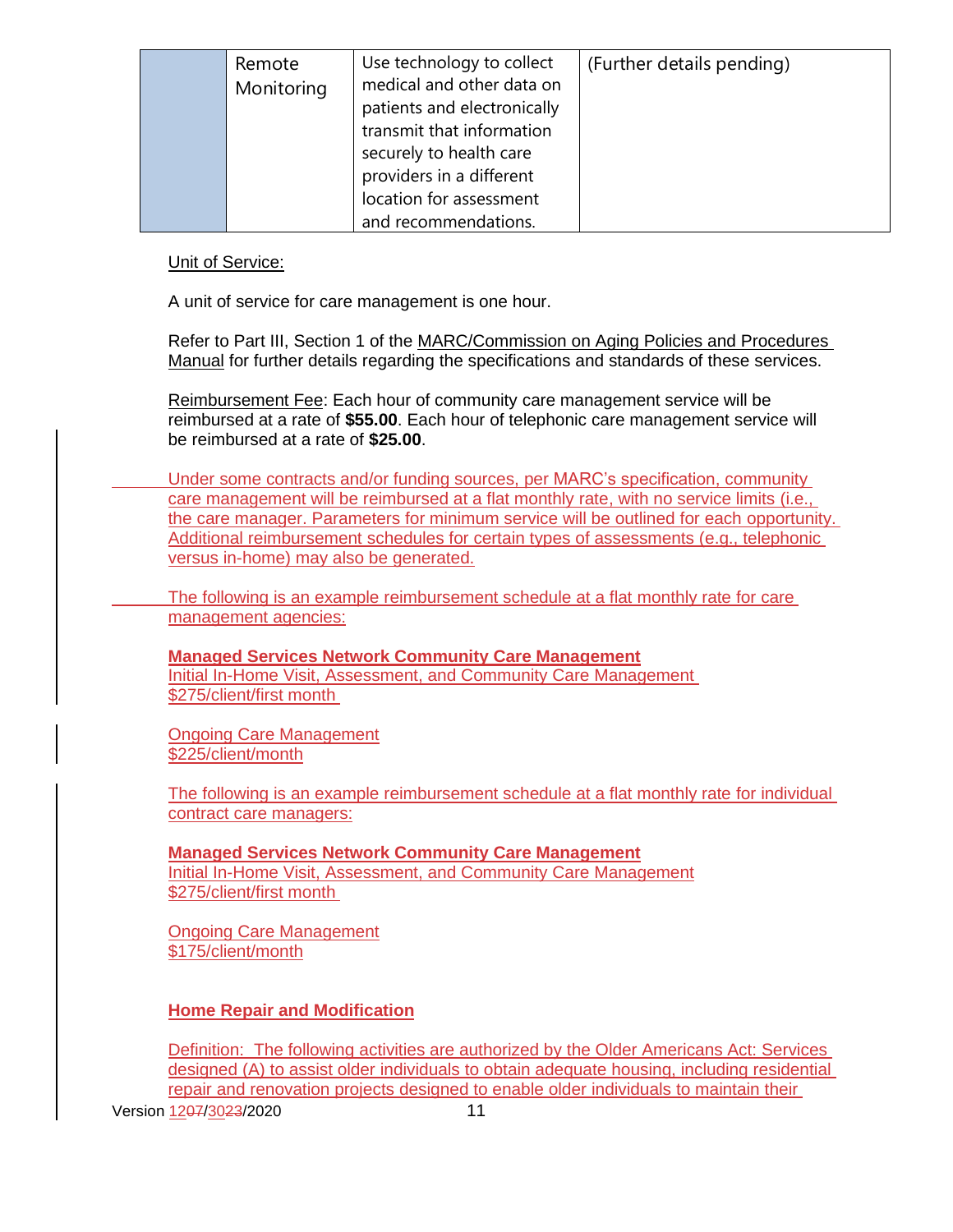| | | | |
|---|---|---|---|
| | Remote Monitoring | Use technology to collect medical and other data on patients and electronically transmit that information securely to health care providers in a different location for assessment and recommendations. | (Further details pending) |

Unit of Service:

A unit of service for care management is one hour.

Refer to Part III, Section 1 of the MARC/Commission on Aging Policies and Procedures Manual for further details regarding the specifications and standards of these services.

Reimbursement Fee: Each hour of community care management service will be reimbursed at a rate of **$55.00**. Each hour of telephonic care management service will be reimbursed at a rate of **$25.00**.

Under some contracts and/or funding sources, per MARC's specification, community care management will be reimbursed at a flat monthly rate, with no service limits (i.e., the care manager. Parameters for minimum service will be outlined for each opportunity. Additional reimbursement schedules for certain types of assessments (e.g., telephonic versus in-home) may also be generated.

The following is an example reimbursement schedule at a flat monthly rate for care management agencies:

**Managed Services Network Community Care Management**
Initial In-Home Visit, Assessment, and Community Care Management
$275/client/first month

Ongoing Care Management
$225/client/month

The following is an example reimbursement schedule at a flat monthly rate for individual contract care managers:

**Managed Services Network Community Care Management**
Initial In-Home Visit, Assessment, and Community Care Management
$275/client/first month

Ongoing Care Management
$175/client/month

**Home Repair and Modification**

Definition: The following activities are authorized by the Older Americans Act: Services designed (A) to assist older individuals to obtain adequate housing, including residential repair and renovation projects designed to enable older individuals to maintain their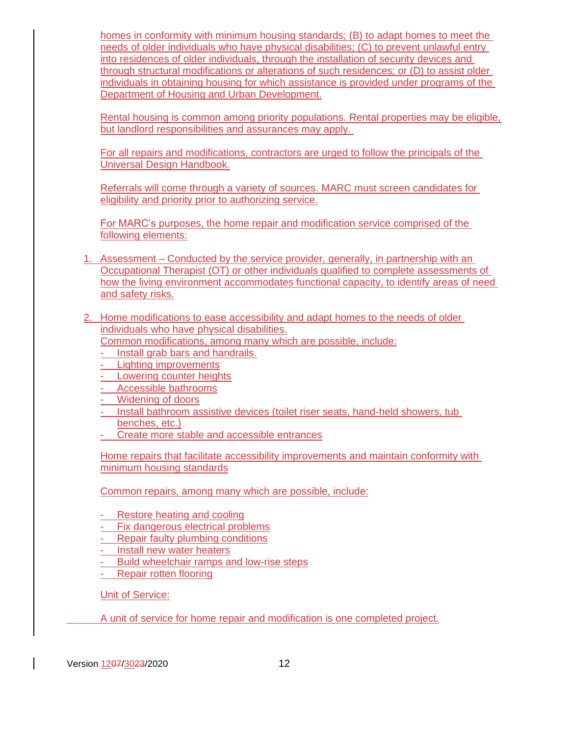homes in conformity with minimum housing standards; (B) to adapt homes to meet the needs of older individuals who have physical disabilities; (C) to prevent unlawful entry into residences of older individuals, through the installation of security devices and through structural modifications or alterations of such residences; or (D) to assist older individuals in obtaining housing for which assistance is provided under programs of the Department of Housing and Urban Development.

Rental housing is common among priority populations. Rental properties may be eligible, but landlord responsibilities and assurances may apply.

For all repairs and modifications, contractors are urged to follow the principals of the Universal Design Handbook.

Referrals will come through a variety of sources. MARC must screen candidates for eligibility and priority prior to authorizing service.

For MARC's purposes, the home repair and modification service comprised of the following elements:

1. Assessment – Conducted by the service provider, generally, in partnership with an Occupational Therapist (OT) or other individuals qualified to complete assessments of how the living environment accommodates functional capacity, to identify areas of need and safety risks.

2. Home modifications to ease accessibility and adapt homes to the needs of older individuals who have physical disabilities.
   Common modifications, among many which are possible, include:
   - Install grab bars and handrails.
   - Lighting improvements
   - Lowering counter heights
   - Accessible bathrooms
   - Widening of doors
   - Install bathroom assistive devices (toilet riser seats, hand-held showers, tub benches, etc.)
   - Create more stable and accessible entrances

   Home repairs that facilitate accessibility improvements and maintain conformity with minimum housing standards

   Common repairs, among many which are possible, include:

   - Restore heating and cooling
   - Fix dangerous electrical problems
   - Repair faulty plumbing conditions
   - Install new water heaters
   - Build wheelchair ramps and low-rise steps
   - Repair rotten flooring

Unit of Service:

A unit of service for home repair and modification is one completed project.

Version 1207/3023/2020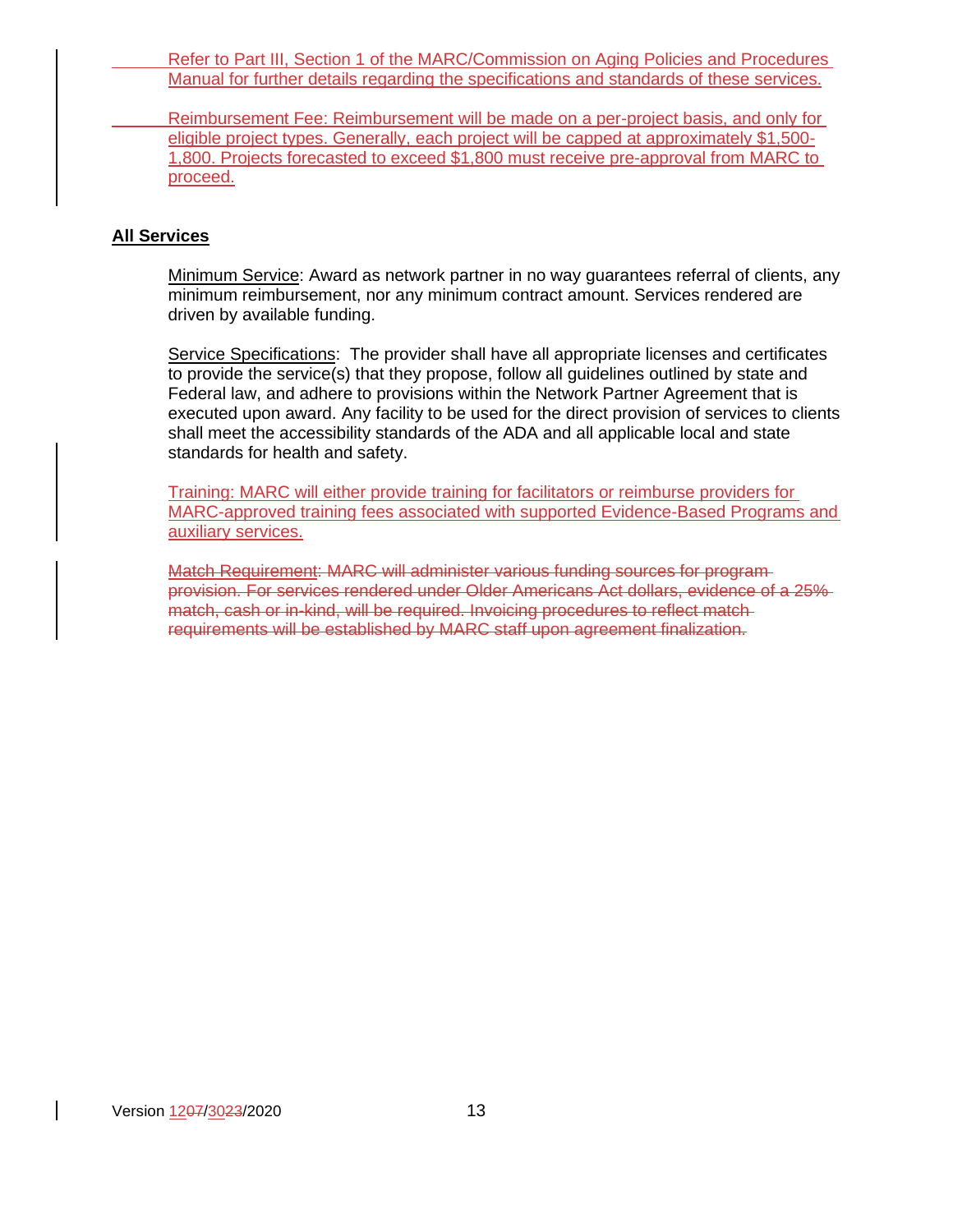Refer to Part III, Section 1 of the MARC/Commission on Aging Policies and Procedures Manual for further details regarding the specifications and standards of these services.

Reimbursement Fee: Reimbursement will be made on a per-project basis, and only for eligible project types. Generally, each project will be capped at approximately $1,500-1,800. Projects forecasted to exceed $1,800 must receive pre-approval from MARC to proceed.

## All Services

Minimum Service: Award as network partner in no way guarantees referral of clients, any minimum reimbursement, nor any minimum contract amount. Services rendered are driven by available funding.

Service Specifications: The provider shall have all appropriate licenses and certificates to provide the service(s) that they propose, follow all guidelines outlined by state and Federal law, and adhere to provisions within the Network Partner Agreement that is executed upon award. Any facility to be used for the direct provision of services to clients shall meet the accessibility standards of the ADA and all applicable local and state standards for health and safety.

Training: MARC will either provide training for facilitators or reimburse providers for MARC-approved training fees associated with supported Evidence-Based Programs and auxiliary services.

~~Match Requirement: MARC will administer various funding sources for program provision. For services rendered under Older Americans Act dollars, evidence of a 25% match, cash or in-kind, will be required. Invoicing procedures to reflect match requirements will be established by MARC staff upon agreement finalization.~~

Version ~~12~~07/~~30~~23/2020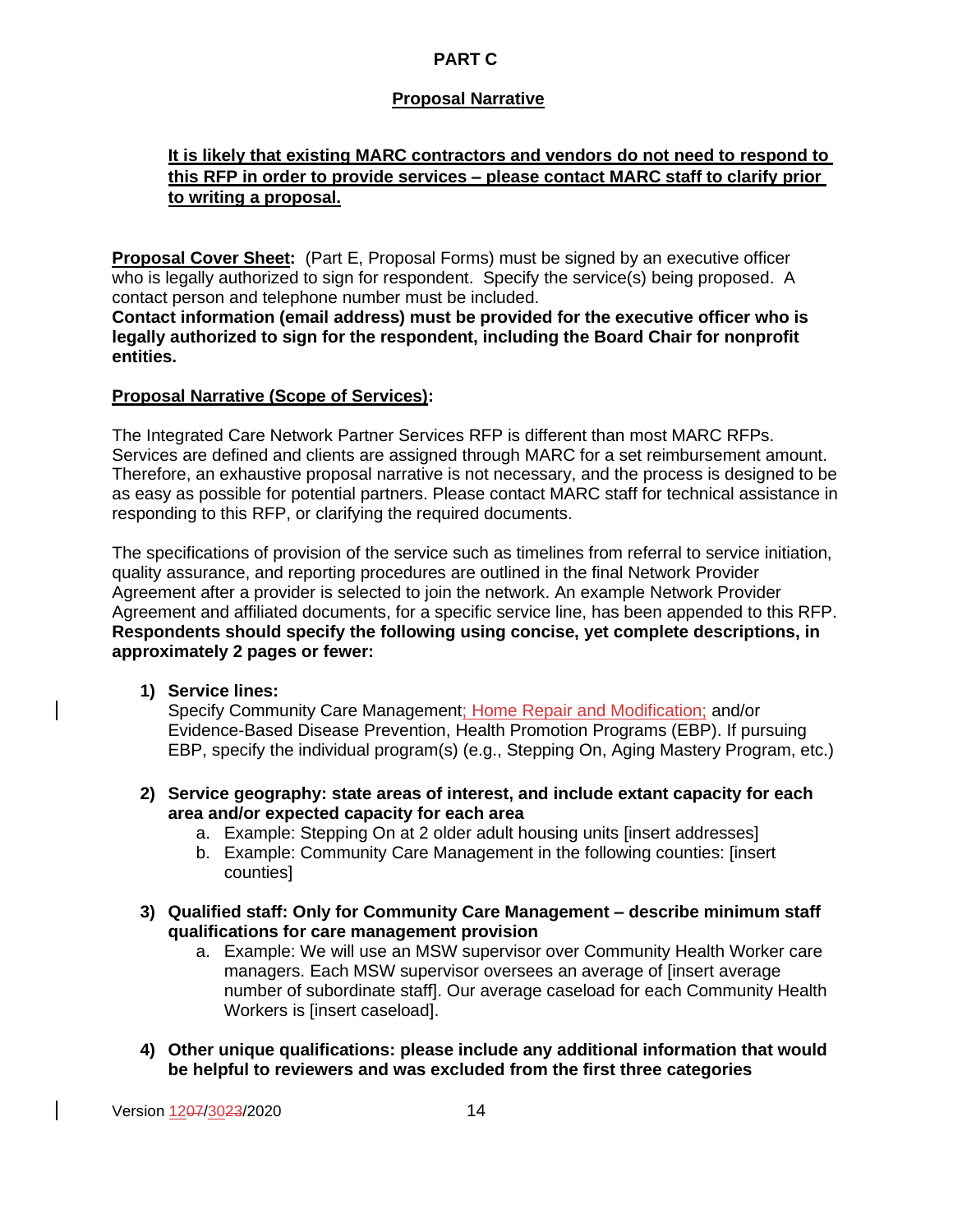# PART C

## Proposal Narrative

**It is likely that existing MARC contractors and vendors do not need to respond to this RFP in order to provide services – please contact MARC staff to clarify prior to writing a proposal.**

**Proposal Cover Sheet:** (Part E, Proposal Forms) must be signed by an executive officer who is legally authorized to sign for respondent. Specify the service(s) being proposed. A contact person and telephone number must be included.
**Contact information (email address) must be provided for the executive officer who is legally authorized to sign for the respondent, including the Board Chair for nonprofit entities.**

**Proposal Narrative (Scope of Services):**

The Integrated Care Network Partner Services RFP is different than most MARC RFPs. Services are defined and clients are assigned through MARC for a set reimbursement amount. Therefore, an exhaustive proposal narrative is not necessary, and the process is designed to be as easy as possible for potential partners. Please contact MARC staff for technical assistance in responding to this RFP, or clarifying the required documents.

The specifications of provision of the service such as timelines from referral to service initiation, quality assurance, and reporting procedures are outlined in the final Network Provider Agreement after a provider is selected to join the network. An example Network Provider Agreement and affiliated documents, for a specific service line, has been appended to this RFP.
**Respondents should specify the following using concise, yet complete descriptions, in approximately 2 pages or fewer:**

1) **Service lines:**
   Specify Community Care Management; Home Repair and Modification; and/or Evidence-Based Disease Prevention, Health Promotion Programs (EBP). If pursuing EBP, specify the individual program(s) (e.g., Stepping On, Aging Mastery Program, etc.)

2) **Service geography: state areas of interest, and include extant capacity for each area and/or expected capacity for each area**
   a. Example: Stepping On at 2 older adult housing units [insert addresses]
   b. Example: Community Care Management in the following counties: [insert counties]

3) **Qualified staff: Only for Community Care Management – describe minimum staff qualifications for care management provision**
   a. Example: We will use an MSW supervisor over Community Health Worker care managers. Each MSW supervisor oversees an average of [insert average number of subordinate staff]. Our average caseload for each Community Health Workers is [insert caseload].

4) **Other unique qualifications: please include any additional information that would be helpful to reviewers and was excluded from the first three categories**

Version 1207/3023/2020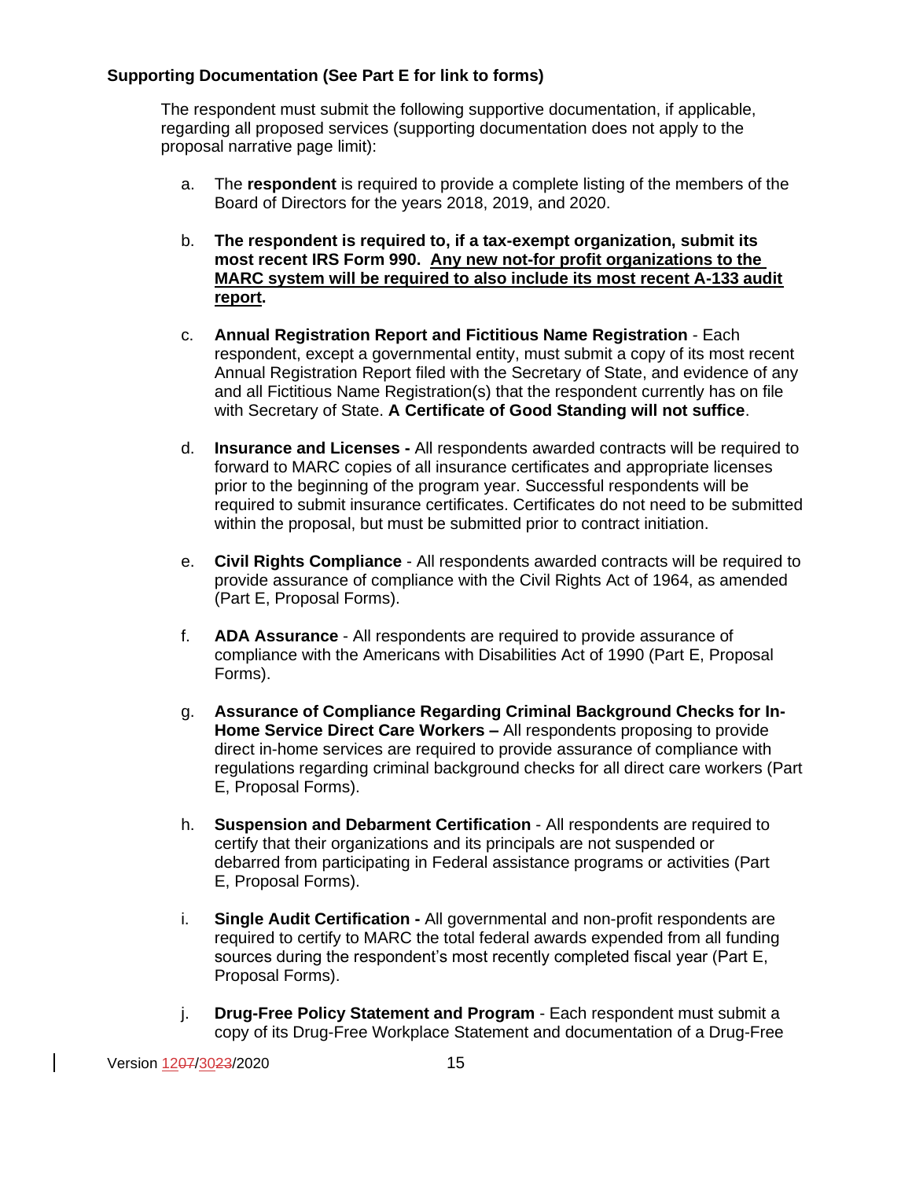**Supporting Documentation (See Part E for link to forms)**

The respondent must submit the following supportive documentation, if applicable, regarding all proposed services (supporting documentation does not apply to the proposal narrative page limit):

a. The **respondent** is required to provide a complete listing of the members of the Board of Directors for the years 2018, 2019, and 2020.

b. **The respondent is required to, if a tax-exempt organization, submit its most recent IRS Form 990. <u>Any new not-for profit organizations to the MARC system will be required to also include its most recent A-133 audit report</u>.**

c. **Annual Registration Report and Fictitious Name Registration** - Each respondent, except a governmental entity, must submit a copy of its most recent Annual Registration Report filed with the Secretary of State, and evidence of any and all Fictitious Name Registration(s) that the respondent currently has on file with Secretary of State. **A Certificate of Good Standing will not suffice**.

d. **Insurance and Licenses -** All respondents awarded contracts will be required to forward to MARC copies of all insurance certificates and appropriate licenses prior to the beginning of the program year. Successful respondents will be required to submit insurance certificates. Certificates do not need to be submitted within the proposal, but must be submitted prior to contract initiation.

e. **Civil Rights Compliance** - All respondents awarded contracts will be required to provide assurance of compliance with the Civil Rights Act of 1964, as amended (Part E, Proposal Forms).

f. **ADA Assurance** - All respondents are required to provide assurance of compliance with the Americans with Disabilities Act of 1990 (Part E, Proposal Forms).

g. **Assurance of Compliance Regarding Criminal Background Checks for In-Home Service Direct Care Workers –** All respondents proposing to provide direct in-home services are required to provide assurance of compliance with regulations regarding criminal background checks for all direct care workers (Part E, Proposal Forms).

h. **Suspension and Debarment Certification** - All respondents are required to certify that their organizations and its principals are not suspended or debarred from participating in Federal assistance programs or activities (Part E, Proposal Forms).

i. **Single Audit Certification -** All governmental and non-profit respondents are required to certify to MARC the total federal awards expended from all funding sources during the respondent's most recently completed fiscal year (Part E, Proposal Forms).

j. **Drug-Free Policy Statement and Program** - Each respondent must submit a copy of its Drug-Free Workplace Statement and documentation of a Drug-Free

Version 1207/3023/2020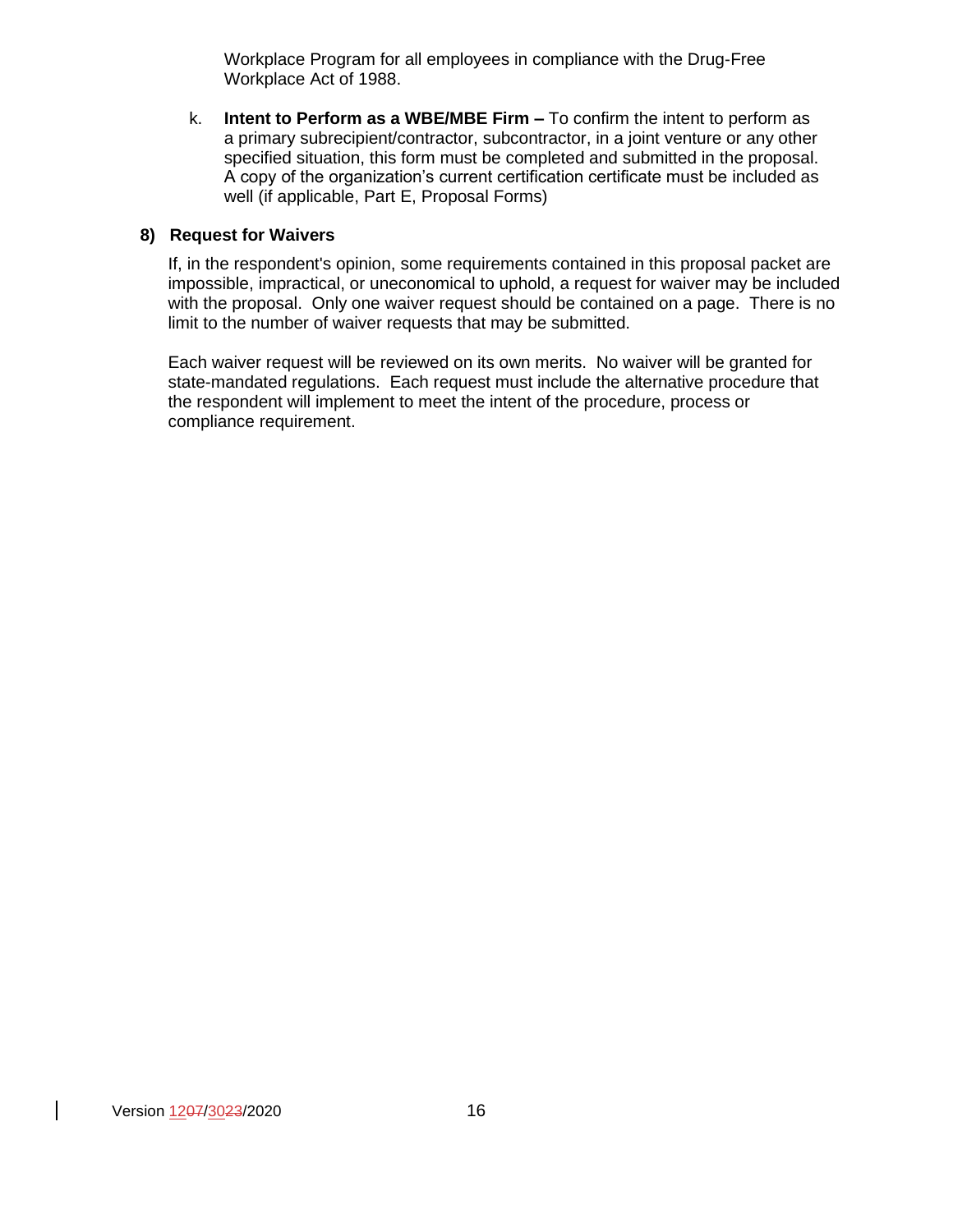Workplace Program for all employees in compliance with the Drug-Free Workplace Act of 1988.

k. **Intent to Perform as a WBE/MBE Firm –** To confirm the intent to perform as a primary subrecipient/contractor, subcontractor, in a joint venture or any other specified situation, this form must be completed and submitted in the proposal. A copy of the organization's current certification certificate must be included as well (if applicable, Part E, Proposal Forms)

### 8) Request for Waivers

If, in the respondent's opinion, some requirements contained in this proposal packet are impossible, impractical, or uneconomical to uphold, a request for waiver may be included with the proposal. Only one waiver request should be contained on a page. There is no limit to the number of waiver requests that may be submitted.

Each waiver request will be reviewed on its own merits. No waiver will be granted for state-mandated regulations. Each request must include the alternative procedure that the respondent will implement to meet the intent of the procedure, process or compliance requirement.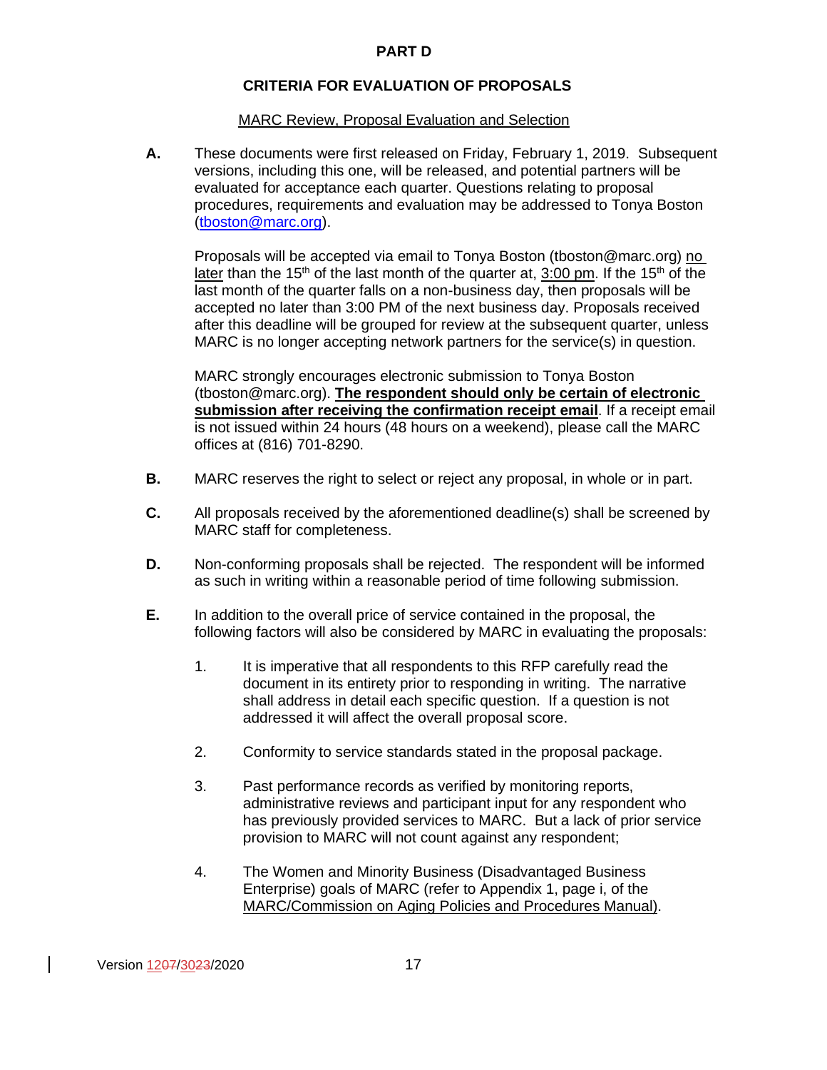# PART D

## CRITERIA FOR EVALUATION OF PROPOSALS

### MARC Review, Proposal Evaluation and Selection

**A.** These documents were first released on Friday, February 1, 2019. Subsequent versions, including this one, will be released, and potential partners will be evaluated for acceptance each quarter. Questions relating to proposal procedures, requirements and evaluation may be addressed to Tonya Boston (tboston@marc.org).

Proposals will be accepted via email to Tonya Boston (tboston@marc.org) no later than the 15th of the last month of the quarter at, 3:00 pm. If the 15th of the last month of the quarter falls on a non-business day, then proposals will be accepted no later than 3:00 PM of the next business day. Proposals received after this deadline will be grouped for review at the subsequent quarter, unless MARC is no longer accepting network partners for the service(s) in question.

MARC strongly encourages electronic submission to Tonya Boston (tboston@marc.org). **The respondent should only be certain of electronic submission after receiving the confirmation receipt email**. If a receipt email is not issued within 24 hours (48 hours on a weekend), please call the MARC offices at (816) 701-8290.

**B.** MARC reserves the right to select or reject any proposal, in whole or in part.

**C.** All proposals received by the aforementioned deadline(s) shall be screened by MARC staff for completeness.

**D.** Non-conforming proposals shall be rejected. The respondent will be informed as such in writing within a reasonable period of time following submission.

**E.** In addition to the overall price of service contained in the proposal, the following factors will also be considered by MARC in evaluating the proposals:

1. It is imperative that all respondents to this RFP carefully read the document in its entirety prior to responding in writing. The narrative shall address in detail each specific question. If a question is not addressed it will affect the overall proposal score.

2. Conformity to service standards stated in the proposal package.

3. Past performance records as verified by monitoring reports, administrative reviews and participant input for any respondent who has previously provided services to MARC. But a lack of prior service provision to MARC will not count against any respondent;

4. The Women and Minority Business (Disadvantaged Business Enterprise) goals of MARC (refer to Appendix 1, page i, of the MARC/Commission on Aging Policies and Procedures Manual).

Version ~~12~~07/~~30~~23/2020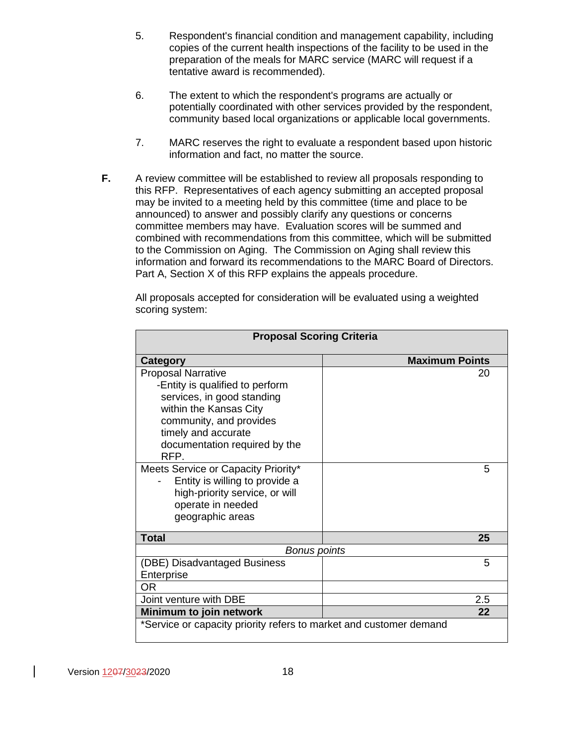5. Respondent's financial condition and management capability, including copies of the current health inspections of the facility to be used in the preparation of the meals for MARC service (MARC will request if a tentative award is recommended).

6. The extent to which the respondent's programs are actually or potentially coordinated with other services provided by the respondent, community based local organizations or applicable local governments.

7. MARC reserves the right to evaluate a respondent based upon historic information and fact, no matter the source.

**F.** A review committee will be established to review all proposals responding to this RFP. Representatives of each agency submitting an accepted proposal may be invited to a meeting held by this committee (time and place to be announced) to answer and possibly clarify any questions or concerns committee members may have. Evaluation scores will be summed and combined with recommendations from this committee, which will be submitted to the Commission on Aging. The Commission on Aging shall review this information and forward its recommendations to the MARC Board of Directors. Part A, Section X of this RFP explains the appeals procedure.

All proposals accepted for consideration will be evaluated using a weighted scoring system:

| **Proposal Scoring Criteria** | |
|---|---|
| **Category** | **Maximum Points** |
| Proposal Narrative<br>-Entity is qualified to perform services, in good standing within the Kansas City community, and provides timely and accurate documentation required by the RFP. | 20 |
| Meets Service or Capacity Priority*<br>- Entity is willing to provide a high-priority service, or will operate in needed geographic areas | 5 |
| **Total** | **25** |
| *Bonus points* | |
| (DBE) Disadvantaged Business Enterprise | 5 |
| OR | |
| Joint venture with DBE | 2.5 |
| **Minimum to join network** | **22** |
| *Service or capacity priority refers to market and customer demand | |

Version 1207/3023/2020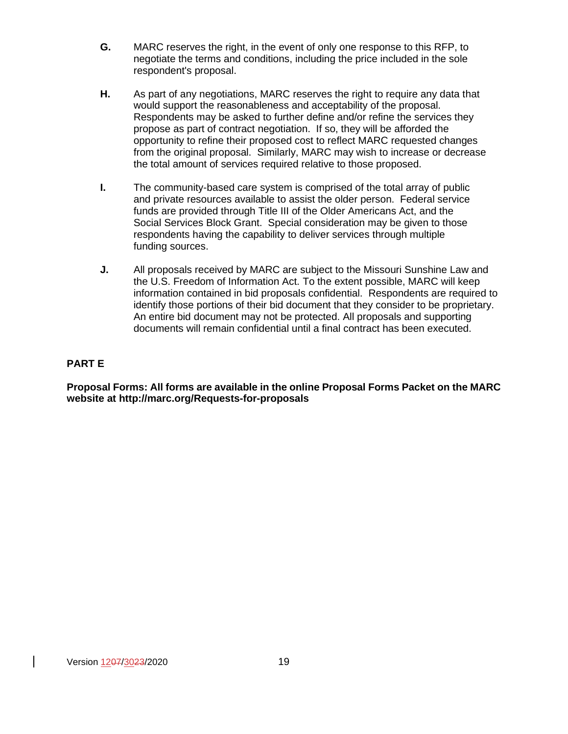**G.** MARC reserves the right, in the event of only one response to this RFP, to negotiate the terms and conditions, including the price included in the sole respondent's proposal.

**H.** As part of any negotiations, MARC reserves the right to require any data that would support the reasonableness and acceptability of the proposal. Respondents may be asked to further define and/or refine the services they propose as part of contract negotiation. If so, they will be afforded the opportunity to refine their proposed cost to reflect MARC requested changes from the original proposal. Similarly, MARC may wish to increase or decrease the total amount of services required relative to those proposed.

**I.** The community-based care system is comprised of the total array of public and private resources available to assist the older person. Federal service funds are provided through Title III of the Older Americans Act, and the Social Services Block Grant. Special consideration may be given to those respondents having the capability to deliver services through multiple funding sources.

**J.** All proposals received by MARC are subject to the Missouri Sunshine Law and the U.S. Freedom of Information Act. To the extent possible, MARC will keep information contained in bid proposals confidential. Respondents are required to identify those portions of their bid document that they consider to be proprietary. An entire bid document may not be protected. All proposals and supporting documents will remain confidential until a final contract has been executed.

**PART E**

**Proposal Forms: All forms are available in the online Proposal Forms Packet on the MARC website at http://marc.org/Requests-for-proposals**